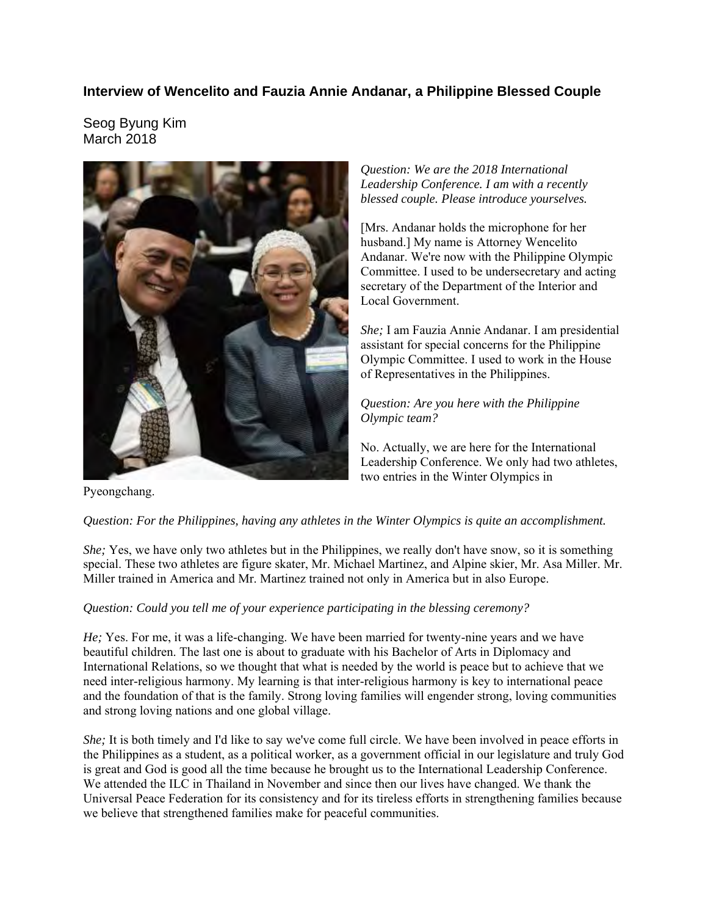**Interview of Wencelito and Fauzia Annie Andanar, a Philippine Blessed Couple**

Seog Byung Kim
March 2018

*Question: We are the 2018 International Leadership Conference. I am with a recently blessed couple. Please introduce yourselves.*

[Mrs. Andanar holds the microphone for her husband.] My name is Attorney Wencelito Andanar. We're now with the Philippine Olympic Committee. I used to be undersecretary and acting secretary of the Department of the Interior and Local Government.

*She;* I am Fauzia Annie Andanar. I am presidential assistant for special concerns for the Philippine Olympic Committee. I used to work in the House of Representatives in the Philippines.

*Question: Are you here with the Philippine Olympic team?*

No. Actually, we are here for the International Leadership Conference. We only had two athletes, two entries in the Winter Olympics in Pyeongchang.

*Question: For the Philippines, having any athletes in the Winter Olympics is quite an accomplishment.*

*She;* Yes, we have only two athletes but in the Philippines, we really don't have snow, so it is something special. These two athletes are figure skater, Mr. Michael Martinez, and Alpine skier, Mr. Asa Miller. Mr. Miller trained in America and Mr. Martinez trained not only in America but in also Europe.

*Question: Could you tell me of your experience participating in the blessing ceremony?*

*He;* Yes. For me, it was a life-changing. We have been married for twenty-nine years and we have beautiful children. The last one is about to graduate with his Bachelor of Arts in Diplomacy and International Relations, so we thought that what is needed by the world is peace but to achieve that we need inter-religious harmony. My learning is that inter-religious harmony is key to international peace and the foundation of that is the family. Strong loving families will engender strong, loving communities and strong loving nations and one global village.

*She;* It is both timely and I'd like to say we've come full circle. We have been involved in peace efforts in the Philippines as a student, as a political worker, as a government official in our legislature and truly God is great and God is good all the time because he brought us to the International Leadership Conference. We attended the ILC in Thailand in November and since then our lives have changed. We thank the Universal Peace Federation for its consistency and for its tireless efforts in strengthening families because we believe that strengthened families make for peaceful communities.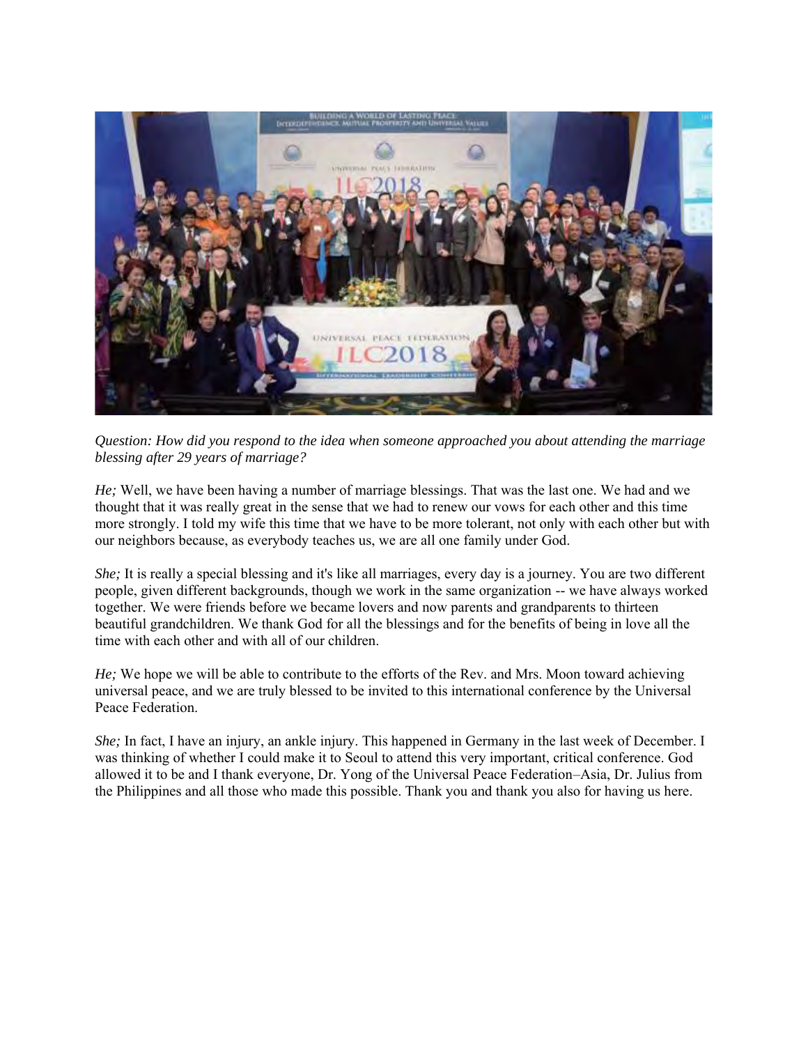*Question: How did you respond to the idea when someone approached you about attending the marriage blessing after 29 years of marriage?*

*He;* Well, we have been having a number of marriage blessings. That was the last one. We had and we thought that it was really great in the sense that we had to renew our vows for each other and this time more strongly. I told my wife this time that we have to be more tolerant, not only with each other but with our neighbors because, as everybody teaches us, we are all one family under God.

*She;* It is really a special blessing and it's like all marriages, every day is a journey. You are two different people, given different backgrounds, though we work in the same organization -- we have always worked together. We were friends before we became lovers and now parents and grandparents to thirteen beautiful grandchildren. We thank God for all the blessings and for the benefits of being in love all the time with each other and with all of our children.

*He;* We hope we will be able to contribute to the efforts of the Rev. and Mrs. Moon toward achieving universal peace, and we are truly blessed to be invited to this international conference by the Universal Peace Federation.

*She;* In fact, I have an injury, an ankle injury. This happened in Germany in the last week of December. I was thinking of whether I could make it to Seoul to attend this very important, critical conference. God allowed it to be and I thank everyone, Dr. Yong of the Universal Peace Federation–Asia, Dr. Julius from the Philippines and all those who made this possible. Thank you and thank you also for having us here.